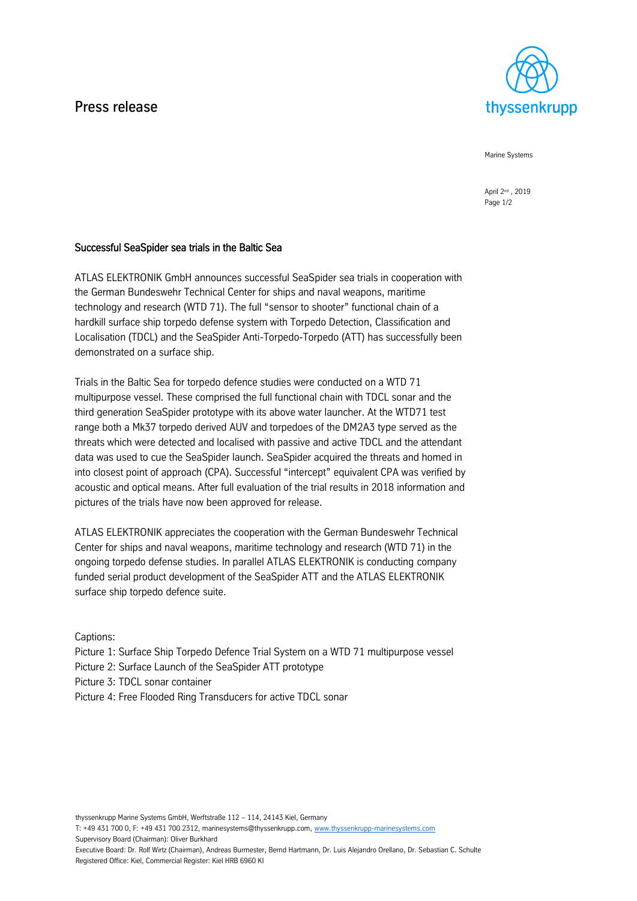# Press release

Marine Systems

April 2nd, 2019

## Successful SeaSpider sea trials in the Baltic Sea

ATLAS ELEKTRONIK GmbH announces successful SeaSpider sea trials in cooperation with the German Bundeswehr Technical Center for ships and naval weapons, maritime technology and research (WTD 71). The full "sensor to shooter" functional chain of a hardkill surface ship torpedo defense system with Torpedo Detection, Classification and Localisation (TDCL) and the SeaSpider Anti-Torpedo-Torpedo (ATT) has successfully been demonstrated on a surface ship.

Trials in the Baltic Sea for torpedo defence studies were conducted on a WTD 71 multipurpose vessel. These comprised the full functional chain with TDCL sonar and the third generation SeaSpider prototype with its above water launcher. At the WTD71 test range both a Mk37 torpedo derived AUV and torpedoes of the DM2A3 type served as the threats which were detected and localised with passive and active TDCL and the attendant data was used to cue the SeaSpider launch. SeaSpider acquired the threats and homed in into closest point of approach (CPA). Successful "intercept" equivalent CPA was verified by acoustic and optical means. After full evaluation of the trial results in 2018 information and pictures of the trials have now been approved for release.

ATLAS ELEKTRONIK appreciates the cooperation with the German Bundeswehr Technical Center for ships and naval weapons, maritime technology and research (WTD 71) in the ongoing torpedo defense studies. In parallel ATLAS ELEKTRONIK is conducting company funded serial product development of the SeaSpider ATT and the ATLAS ELEKTRONIK surface ship torpedo defence suite.

Captions:

Picture 1: Surface Ship Torpedo Defence Trial System on a WTD 71 multipurpose vessel

Picture 2: Surface Launch of the SeaSpider ATT prototype

Picture 3: TDCL sonar container

Picture 4: Free Flooded Ring Transducers for active TDCL sonar

thyssenkrupp Marine Systems GmbH, Werftstraße 112 – 114, 24143 Kiel, Germany
T: +49 431 700 0, F: +49 431 700 2312, marinesystems@thyssenkrupp.com, www.thyssenkrupp-marinesystems.com
Supervisory Board (Chairman): Oliver Burkhard
Executive Board: Dr. Rolf Wirtz (Chairman), Andreas Burmester, Bernd Hartmann, Dr. Luis Alejandro Orellano, Dr. Sebastian C. Schulte
Registered Office: Kiel, Commercial Register: Kiel HRB 6960 KI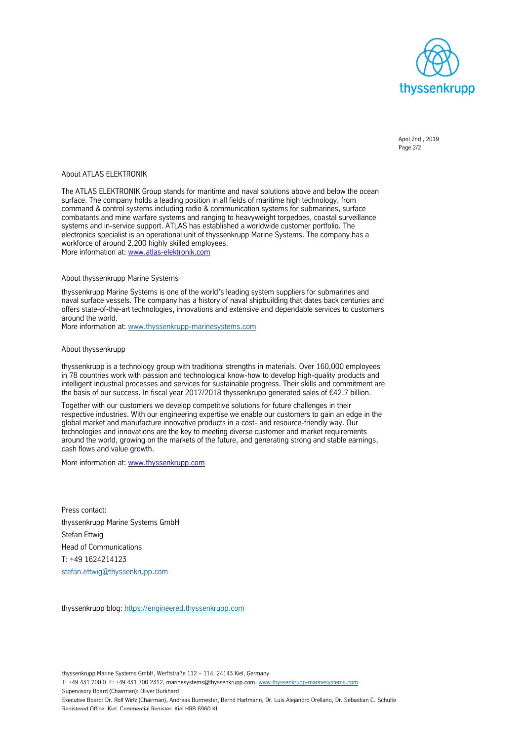## About ATLAS ELEKTRONIK

The ATLAS ELEKTRONIK Group stands for maritime and naval solutions above and below the ocean surface. The company holds a leading position in all fields of maritime high technology, from command & control systems including radio & communication systems for submarines, surface combatants and mine warfare systems and ranging to heavyweight torpedoes, coastal surveillance systems and in-service support. ATLAS has established a worldwide customer portfolio. The electronics specialist is an operational unit of thyssenkrupp Marine Systems. The company has a workforce of around 2.200 highly skilled employees.
More information at: www.atlas-elektronik.com

## About thyssenkrupp Marine Systems

thyssenkrupp Marine Systems is one of the world's leading system suppliers for submarines and naval surface vessels. The company has a history of naval shipbuilding that dates back centuries and offers state-of-the-art technologies, innovations and extensive and dependable services to customers around the world.
More information at: www.thyssenkrupp-marinesystems.com

## About thyssenkrupp

thyssenkrupp is a technology group with traditional strengths in materials. Over 160,000 employees in 78 countries work with passion and technological know-how to develop high-quality products and intelligent industrial processes and services for sustainable progress. Their skills and commitment are the basis of our success. In fiscal year 2017/2018 thyssenkrupp generated sales of €42.7 billion.

Together with our customers we develop competitive solutions for future challenges in their respective industries. With our engineering expertise we enable our customers to gain an edge in the global market and manufacture innovative products in a cost- and resource-friendly way. Our technologies and innovations are the key to meeting diverse customer and market requirements around the world, growing on the markets of the future, and generating strong and stable earnings, cash flows and value growth.

More information at: www.thyssenkrupp.com

Press contact:
thyssenkrupp Marine Systems GmbH
Stefan Ettwig
Head of Communications
T: +49 1624214123
stefan.ettwig@thyssenkrupp.com

thyssenkrupp blog: https://engineered.thyssenkrupp.com

thyssenkrupp Marine Systems GmbH, Werftstraße 112 – 114, 24143 Kiel, Germany
T: +49 431 700 0, F: +49 431 700 2312, marinesystems@thyssenkrupp.com, www.thyssenkrupp-marinesystems.com
Supervisory Board (Chairman): Oliver Burkhard
Executive Board: Dr. Rolf Wirtz (Chairman), Andreas Burmester, Bernd Hartmann, Dr. Luis Alejandro Orellano, Dr. Sebastian C. Schulte
Registered Office: Kiel, Commercial Register: Kiel HRB 6960 KI